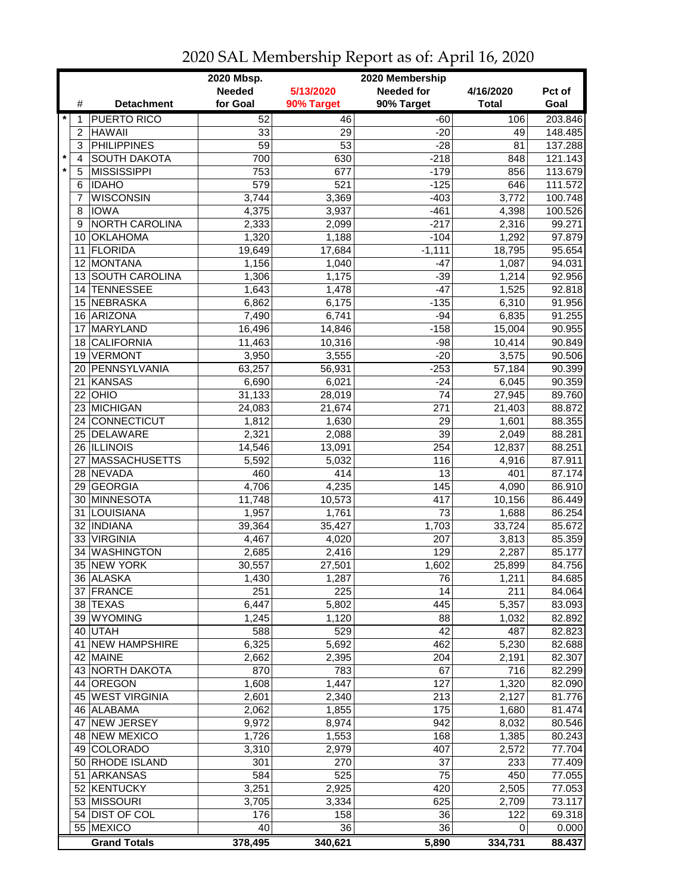# 2020 SAL Membership Report as of: April 16, 2020

| | # | Detachment | 2020 Mbsp. Needed for Goal | 5/13/2020 90% Target | 2020 Membership Needed for 90% Target | 4/16/2020 Total | Pct of Goal |
|---|---|---|---|---|---|---|---|
| * | 1 | PUERTO RICO | 52 | 46 | -60 | 106 | 203.846 |
| | 2 | HAWAII | 33 | 29 | -20 | 49 | 148.485 |
| | 3 | PHILIPPINES | 59 | 53 | -28 | 81 | 137.288 |
| * | 4 | SOUTH DAKOTA | 700 | 630 | -218 | 848 | 121.143 |
| * | 5 | MISSISSIPPI | 753 | 677 | -179 | 856 | 113.679 |
| | 6 | IDAHO | 579 | 521 | -125 | 646 | 111.572 |
| | 7 | WISCONSIN | 3,744 | 3,369 | -403 | 3,772 | 100.748 |
| | 8 | IOWA | 4,375 | 3,937 | -461 | 4,398 | 100.526 |
| | 9 | NORTH CAROLINA | 2,333 | 2,099 | -217 | 2,316 | 99.271 |
| | 10 | OKLAHOMA | 1,320 | 1,188 | -104 | 1,292 | 97.879 |
| | 11 | FLORIDA | 19,649 | 17,684 | -1,111 | 18,795 | 95.654 |
| | 12 | MONTANA | 1,156 | 1,040 | -47 | 1,087 | 94.031 |
| | 13 | SOUTH CAROLINA | 1,306 | 1,175 | -39 | 1,214 | 92.956 |
| | 14 | TENNESSEE | 1,643 | 1,478 | -47 | 1,525 | 92.818 |
| | 15 | NEBRASKA | 6,862 | 6,175 | -135 | 6,310 | 91.956 |
| | 16 | ARIZONA | 7,490 | 6,741 | -94 | 6,835 | 91.255 |
| | 17 | MARYLAND | 16,496 | 14,846 | -158 | 15,004 | 90.955 |
| | 18 | CALIFORNIA | 11,463 | 10,316 | -98 | 10,414 | 90.849 |
| | 19 | VERMONT | 3,950 | 3,555 | -20 | 3,575 | 90.506 |
| | 20 | PENNSYLVANIA | 63,257 | 56,931 | -253 | 57,184 | 90.399 |
| | 21 | KANSAS | 6,690 | 6,021 | -24 | 6,045 | 90.359 |
| | 22 | OHIO | 31,133 | 28,019 | 74 | 27,945 | 89.760 |
| | 23 | MICHIGAN | 24,083 | 21,674 | 271 | 21,403 | 88.872 |
| | 24 | CONNECTICUT | 1,812 | 1,630 | 29 | 1,601 | 88.355 |
| | 25 | DELAWARE | 2,321 | 2,088 | 39 | 2,049 | 88.281 |
| | 26 | ILLINOIS | 14,546 | 13,091 | 254 | 12,837 | 88.251 |
| | 27 | MASSACHUSETTS | 5,592 | 5,032 | 116 | 4,916 | 87.911 |
| | 28 | NEVADA | 460 | 414 | 13 | 401 | 87.174 |
| | 29 | GEORGIA | 4,706 | 4,235 | 145 | 4,090 | 86.910 |
| | 30 | MINNESOTA | 11,748 | 10,573 | 417 | 10,156 | 86.449 |
| | 31 | LOUISIANA | 1,957 | 1,761 | 73 | 1,688 | 86.254 |
| | 32 | INDIANA | 39,364 | 35,427 | 1,703 | 33,724 | 85.672 |
| | 33 | VIRGINIA | 4,467 | 4,020 | 207 | 3,813 | 85.359 |
| | 34 | WASHINGTON | 2,685 | 2,416 | 129 | 2,287 | 85.177 |
| | 35 | NEW YORK | 30,557 | 27,501 | 1,602 | 25,899 | 84.756 |
| | 36 | ALASKA | 1,430 | 1,287 | 76 | 1,211 | 84.685 |
| | 37 | FRANCE | 251 | 225 | 14 | 211 | 84.064 |
| | 38 | TEXAS | 6,447 | 5,802 | 445 | 5,357 | 83.093 |
| | 39 | WYOMING | 1,245 | 1,120 | 88 | 1,032 | 82.892 |
| | 40 | UTAH | 588 | 529 | 42 | 487 | 82.823 |
| | 41 | NEW HAMPSHIRE | 6,325 | 5,692 | 462 | 5,230 | 82.688 |
| | 42 | MAINE | 2,662 | 2,395 | 204 | 2,191 | 82.307 |
| | 43 | NORTH DAKOTA | 870 | 783 | 67 | 716 | 82.299 |
| | 44 | OREGON | 1,608 | 1,447 | 127 | 1,320 | 82.090 |
| | 45 | WEST VIRGINIA | 2,601 | 2,340 | 213 | 2,127 | 81.776 |
| | 46 | ALABAMA | 2,062 | 1,855 | 175 | 1,680 | 81.474 |
| | 47 | NEW JERSEY | 9,972 | 8,974 | 942 | 8,032 | 80.546 |
| | 48 | NEW MEXICO | 1,726 | 1,553 | 168 | 1,385 | 80.243 |
| | 49 | COLORADO | 3,310 | 2,979 | 407 | 2,572 | 77.704 |
| | 50 | RHODE ISLAND | 301 | 270 | 37 | 233 | 77.409 |
| | 51 | ARKANSAS | 584 | 525 | 75 | 450 | 77.055 |
| | 52 | KENTUCKY | 3,251 | 2,925 | 420 | 2,505 | 77.053 |
| | 53 | MISSOURI | 3,705 | 3,334 | 625 | 2,709 | 73.117 |
| | 54 | DIST OF COL | 176 | 158 | 36 | 122 | 69.318 |
| | 55 | MEXICO | 40 | 36 | 36 | 0 | 0.000 |
| | | **Grand Totals** | **378,495** | **340,621** | **5,890** | **334,731** | **88.437** |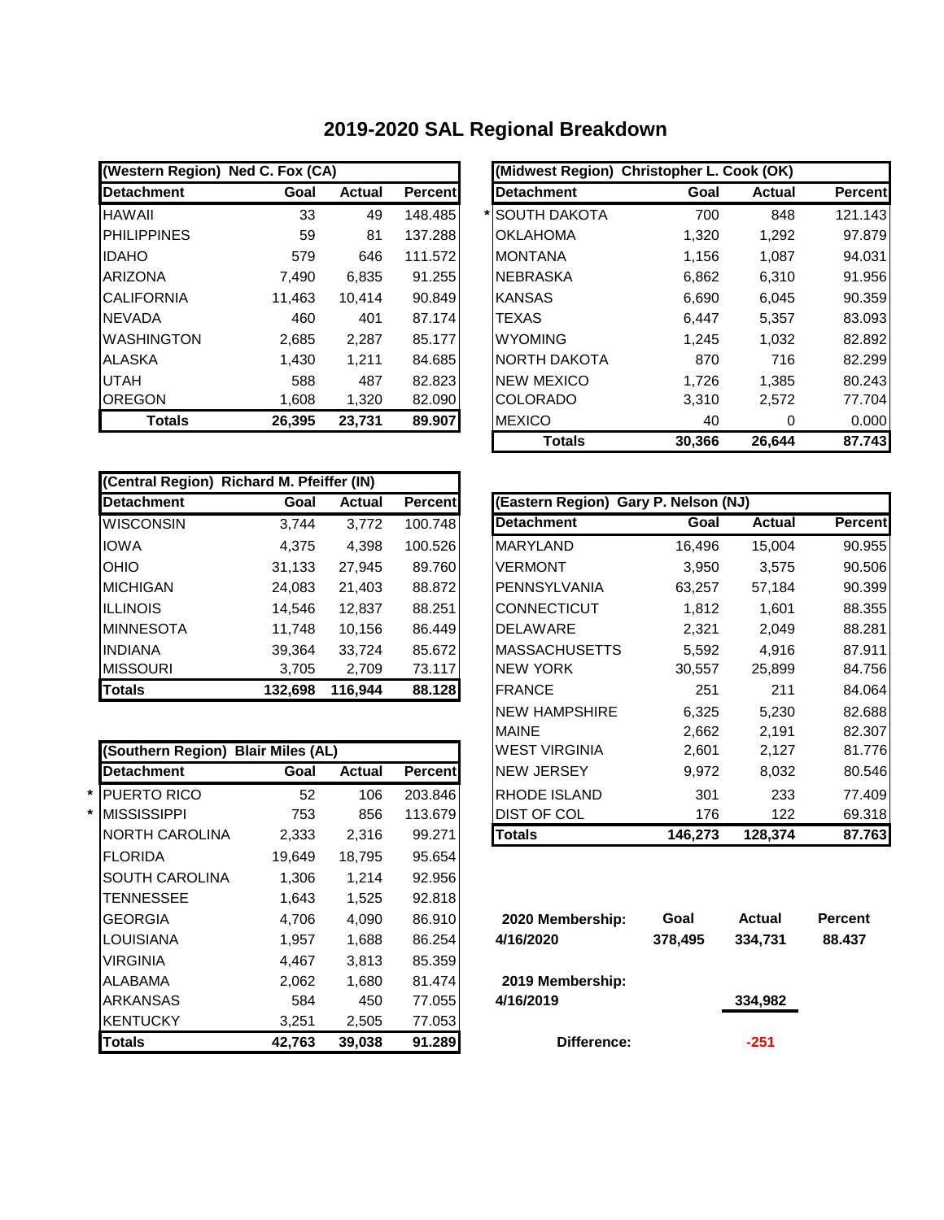# 2019-2020 SAL Regional Breakdown

| (Western Region) Ned C. Fox (CA) | | | |
|---|---|---|---|
| **Detachment** | **Goal** | **Actual** | **Percent** |
| HAWAII | 33 | 49 | 148.485 |
| PHILIPPINES | 59 | 81 | 137.288 |
| IDAHO | 579 | 646 | 111.572 |
| ARIZONA | 7,490 | 6,835 | 91.255 |
| CALIFORNIA | 11,463 | 10,414 | 90.849 |
| NEVADA | 460 | 401 | 87.174 |
| WASHINGTON | 2,685 | 2,287 | 85.177 |
| ALASKA | 1,430 | 1,211 | 84.685 |
| UTAH | 588 | 487 | 82.823 |
| OREGON | 1,608 | 1,320 | 82.090 |
| **Totals** | **26,395** | **23,731** | **89.907** |

| (Midwest Region) Christopher L. Cook (OK) | | | |
|---|---|---|---|
| **Detachment** | **Goal** | **Actual** | **Percent** |
| * SOUTH DAKOTA | 700 | 848 | 121.143 |
| OKLAHOMA | 1,320 | 1,292 | 97.879 |
| MONTANA | 1,156 | 1,087 | 94.031 |
| NEBRASKA | 6,862 | 6,310 | 91.956 |
| KANSAS | 6,690 | 6,045 | 90.359 |
| TEXAS | 6,447 | 5,357 | 83.093 |
| WYOMING | 1,245 | 1,032 | 82.892 |
| NORTH DAKOTA | 870 | 716 | 82.299 |
| NEW MEXICO | 1,726 | 1,385 | 80.243 |
| COLORADO | 3,310 | 2,572 | 77.704 |
| MEXICO | 40 | 0 | 0.000 |
| **Totals** | **30,366** | **26,644** | **87.743** |

| (Central Region) Richard M. Pfeiffer (IN) | | | |
|---|---|---|---|
| **Detachment** | **Goal** | **Actual** | **Percent** |
| WISCONSIN | 3,744 | 3,772 | 100.748 |
| IOWA | 4,375 | 4,398 | 100.526 |
| OHIO | 31,133 | 27,945 | 89.760 |
| MICHIGAN | 24,083 | 21,403 | 88.872 |
| ILLINOIS | 14,546 | 12,837 | 88.251 |
| MINNESOTA | 11,748 | 10,156 | 86.449 |
| INDIANA | 39,364 | 33,724 | 85.672 |
| MISSOURI | 3,705 | 2,709 | 73.117 |
| **Totals** | **132,698** | **116,944** | **88.128** |

| (Eastern Region) Gary P. Nelson (NJ) | | | |
|---|---|---|---|
| **Detachment** | **Goal** | **Actual** | **Percent** |
| MARYLAND | 16,496 | 15,004 | 90.955 |
| VERMONT | 3,950 | 3,575 | 90.506 |
| PENNSYLVANIA | 63,257 | 57,184 | 90.399 |
| CONNECTICUT | 1,812 | 1,601 | 88.355 |
| DELAWARE | 2,321 | 2,049 | 88.281 |
| MASSACHUSETTS | 5,592 | 4,916 | 87.911 |
| NEW YORK | 30,557 | 25,899 | 84.756 |
| FRANCE | 251 | 211 | 84.064 |
| NEW HAMPSHIRE | 6,325 | 5,230 | 82.688 |
| MAINE | 2,662 | 2,191 | 82.307 |
| WEST VIRGINIA | 2,601 | 2,127 | 81.776 |
| NEW JERSEY | 9,972 | 8,032 | 80.546 |
| RHODE ISLAND | 301 | 233 | 77.409 |
| DIST OF COL | 176 | 122 | 69.318 |
| **Totals** | **146,273** | **128,374** | **87.763** |

| (Southern Region) Blair Miles (AL) | | | |
|---|---|---|---|
| **Detachment** | **Goal** | **Actual** | **Percent** |
| * PUERTO RICO | 52 | 106 | 203.846 |
| * MISSISSIPPI | 753 | 856 | 113.679 |
| NORTH CAROLINA | 2,333 | 2,316 | 99.271 |
| FLORIDA | 19,649 | 18,795 | 95.654 |
| SOUTH CAROLINA | 1,306 | 1,214 | 92.956 |
| TENNESSEE | 1,643 | 1,525 | 92.818 |
| GEORGIA | 4,706 | 4,090 | 86.910 |
| LOUISIANA | 1,957 | 1,688 | 86.254 |
| VIRGINIA | 4,467 | 3,813 | 85.359 |
| ALABAMA | 2,062 | 1,680 | 81.474 |
| ARKANSAS | 584 | 450 | 77.055 |
| KENTUCKY | 3,251 | 2,505 | 77.053 |
| **Totals** | **42,763** | **39,038** | **91.289** |

| | **Goal** | **Actual** | **Percent** |
|---|---|---|---|
| **2020 Membership:** 4/16/2020 | **378,495** | **334,731** | **88.437** |
| **2019 Membership:** 4/16/2019 | | **334,982** | |
| **Difference:** | | **-251** | |